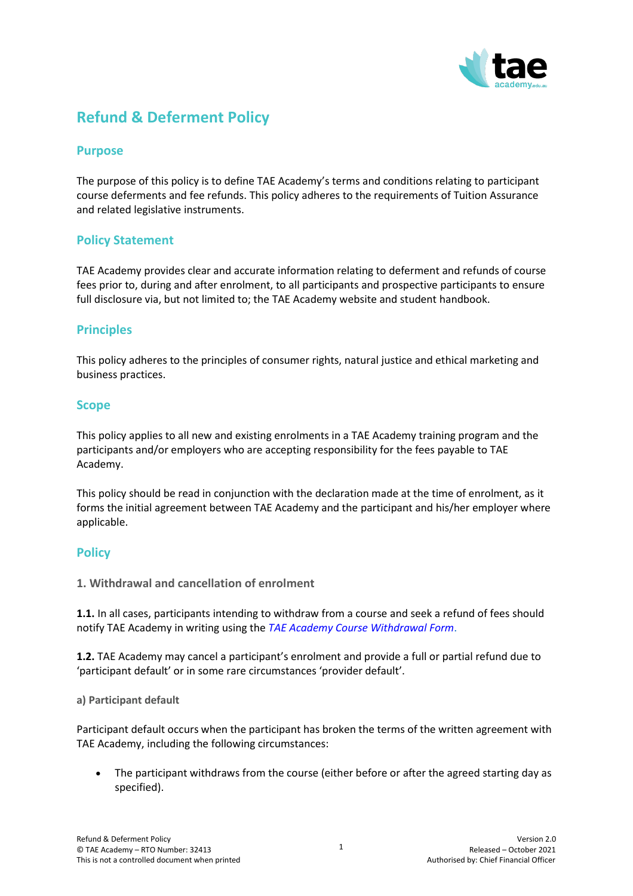# Refund & Deferment Policy

## Purpose

The purpose of this policy is to define TAE Academy's terms and conditions relating to participant course deferments and fee refunds. This policy adheres to the requirements of Tuition Assurance and related legislative instruments.

## Policy Statement

TAE Academy provides clear and accurate information relating to deferment and refunds of course fees prior to, during and after enrolment, to all participants and prospective participants to ensure full disclosure via, but not limited to; the TAE Academy website and student handbook.

## Principles

This policy adheres to the principles of consumer rights, natural justice and ethical marketing and business practices.

## Scope

This policy applies to all new and existing enrolments in a TAE Academy training program and the participants and/or employers who are accepting responsibility for the fees payable to TAE Academy.

This policy should be read in conjunction with the declaration made at the time of enrolment, as it forms the initial agreement between TAE Academy and the participant and his/her employer where applicable.

## Policy

### 1. Withdrawal and cancellation of enrolment

**1.1.** In all cases, participants intending to withdraw from a course and seek a refund of fees should notify TAE Academy in writing using the *TAE Academy Course Withdrawal Form*.

**1.2.** TAE Academy may cancel a participant's enrolment and provide a full or partial refund due to 'participant default' or in some rare circumstances 'provider default'.

#### a) Participant default

Participant default occurs when the participant has broken the terms of the written agreement with TAE Academy, including the following circumstances:

- The participant withdraws from the course (either before or after the agreed starting day as specified).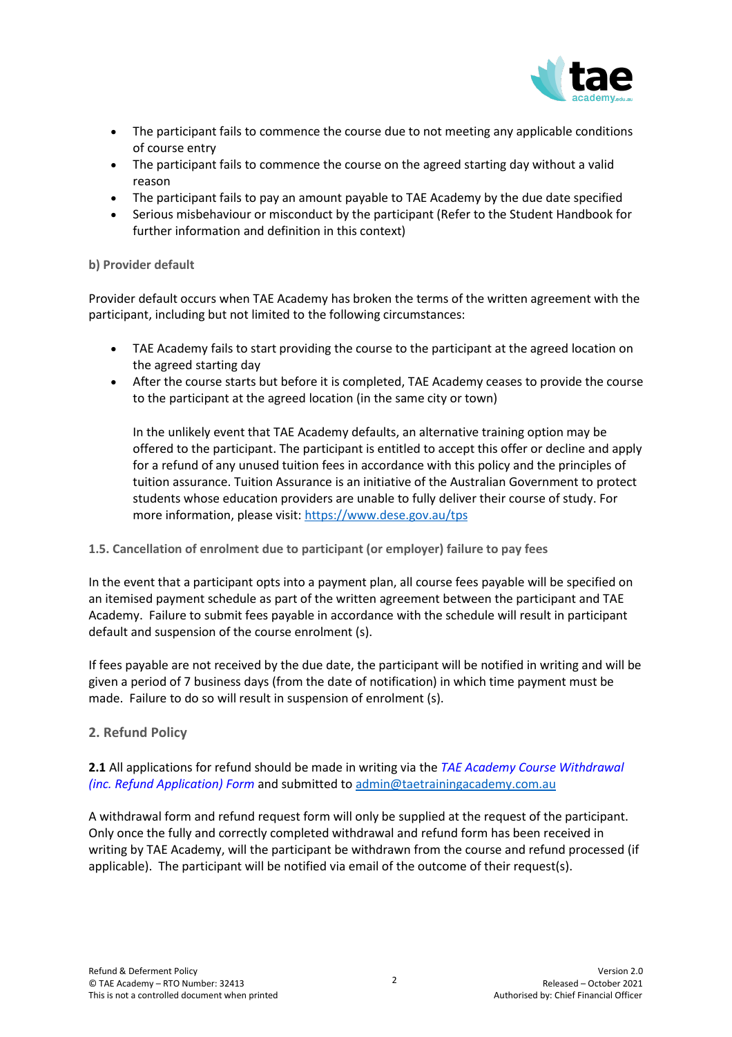- The participant fails to commence the course due to not meeting any applicable conditions of course entry
- The participant fails to commence the course on the agreed starting day without a valid reason
- The participant fails to pay an amount payable to TAE Academy by the due date specified
- Serious misbehaviour or misconduct by the participant (Refer to the Student Handbook for further information and definition in this context)

**b) Provider default**

Provider default occurs when TAE Academy has broken the terms of the written agreement with the participant, including but not limited to the following circumstances:

- TAE Academy fails to start providing the course to the participant at the agreed location on the agreed starting day
- After the course starts but before it is completed, TAE Academy ceases to provide the course to the participant at the agreed location (in the same city or town)

  In the unlikely event that TAE Academy defaults, an alternative training option may be offered to the participant. The participant is entitled to accept this offer or decline and apply for a refund of any unused tuition fees in accordance with this policy and the principles of tuition assurance. Tuition Assurance is an initiative of the Australian Government to protect students whose education providers are unable to fully deliver their course of study. For more information, please visit: https://www.dese.gov.au/tps

### 1.5. Cancellation of enrolment due to participant (or employer) failure to pay fees

In the event that a participant opts into a payment plan, all course fees payable will be specified on an itemised payment schedule as part of the written agreement between the participant and TAE Academy. Failure to submit fees payable in accordance with the schedule will result in participant default and suspension of the course enrolment (s).

If fees payable are not received by the due date, the participant will be notified in writing and will be given a period of 7 business days (from the date of notification) in which time payment must be made. Failure to do so will result in suspension of enrolment (s).

## 2. Refund Policy

**2.1** All applications for refund should be made in writing via the *TAE Academy Course Withdrawal (inc. Refund Application) Form* and submitted to admin@taetrainingacademy.com.au

A withdrawal form and refund request form will only be supplied at the request of the participant. Only once the fully and correctly completed withdrawal and refund form has been received in writing by TAE Academy, will the participant be withdrawn from the course and refund processed (if applicable). The participant will be notified via email of the outcome of their request(s).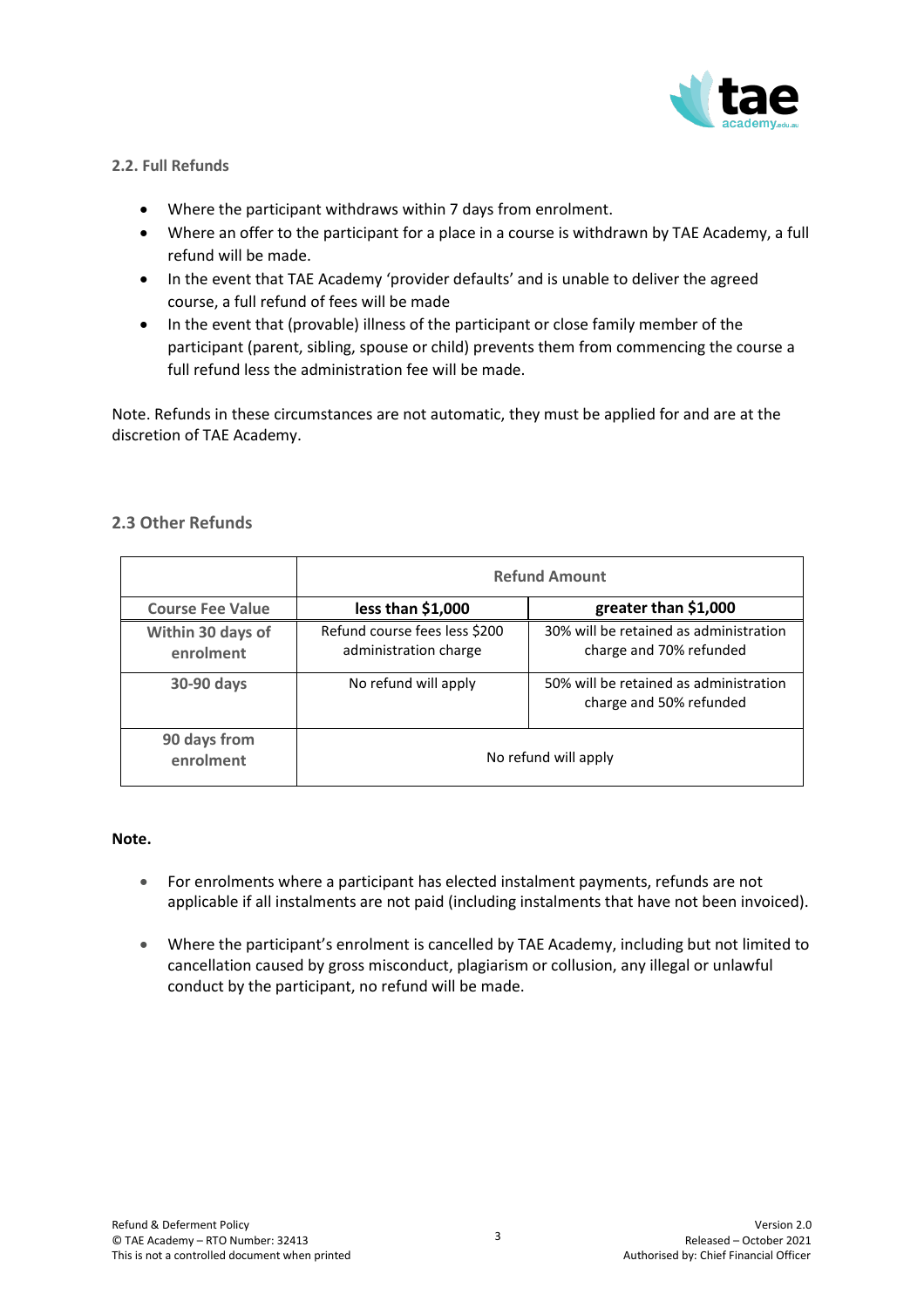### 2.2. Full Refunds

- Where the participant withdraws within 7 days from enrolment.
- Where an offer to the participant for a place in a course is withdrawn by TAE Academy, a full refund will be made.
- In the event that TAE Academy 'provider defaults' and is unable to deliver the agreed course, a full refund of fees will be made
- In the event that (provable) illness of the participant or close family member of the participant (parent, sibling, spouse or child) prevents them from commencing the course a full refund less the administration fee will be made.

Note. Refunds in these circumstances are not automatic, they must be applied for and are at the discretion of TAE Academy.

### 2.3 Other Refunds

| | Refund Amount | |
|---|---|---|
| **Course Fee Value** | **less than $1,000** | **greater than $1,000** |
| **Within 30 days of enrolment** | Refund course fees less $200 administration charge | 30% will be retained as administration charge and 70% refunded |
| **30-90 days** | No refund will apply | 50% will be retained as administration charge and 50% refunded |
| **90 days from enrolment** | No refund will apply | |

**Note.**

- For enrolments where a participant has elected instalment payments, refunds are not applicable if all instalments are not paid (including instalments that have not been invoiced).
- Where the participant's enrolment is cancelled by TAE Academy, including but not limited to cancellation caused by gross misconduct, plagiarism or collusion, any illegal or unlawful conduct by the participant, no refund will be made.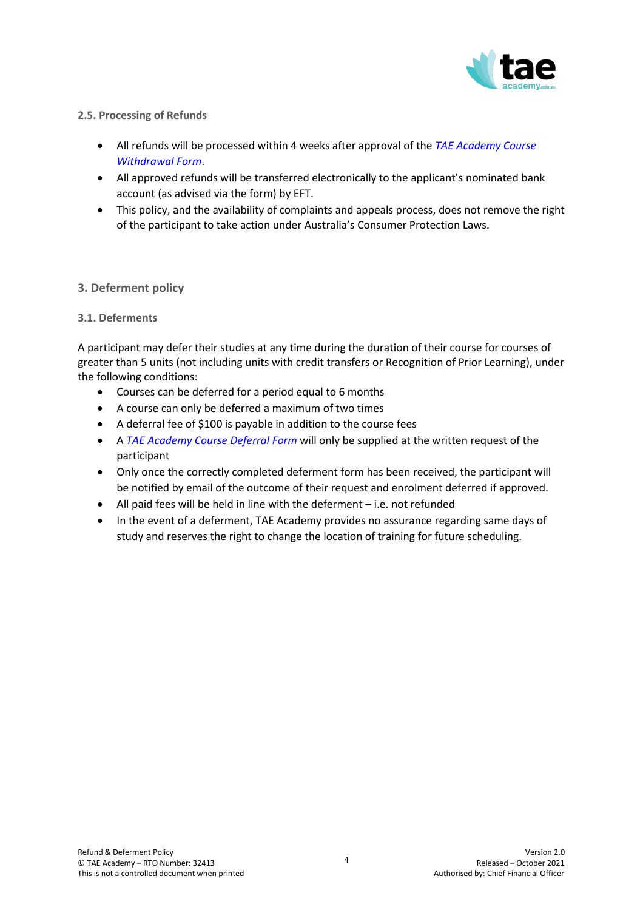### 2.5. Processing of Refunds

- All refunds will be processed within 4 weeks after approval of the *TAE Academy Course Withdrawal Form*.
- All approved refunds will be transferred electronically to the applicant's nominated bank account (as advised via the form) by EFT.
- This policy, and the availability of complaints and appeals process, does not remove the right of the participant to take action under Australia's Consumer Protection Laws.

## 3. Deferment policy

### 3.1. Deferments

A participant may defer their studies at any time during the duration of their course for courses of greater than 5 units (not including units with credit transfers or Recognition of Prior Learning), under the following conditions:

- Courses can be deferred for a period equal to 6 months
- A course can only be deferred a maximum of two times
- A deferral fee of $100 is payable in addition to the course fees
- A *TAE Academy Course Deferral Form* will only be supplied at the written request of the participant
- Only once the correctly completed deferment form has been received, the participant will be notified by email of the outcome of their request and enrolment deferred if approved.
- All paid fees will be held in line with the deferment – i.e. not refunded
- In the event of a deferment, TAE Academy provides no assurance regarding same days of study and reserves the right to change the location of training for future scheduling.